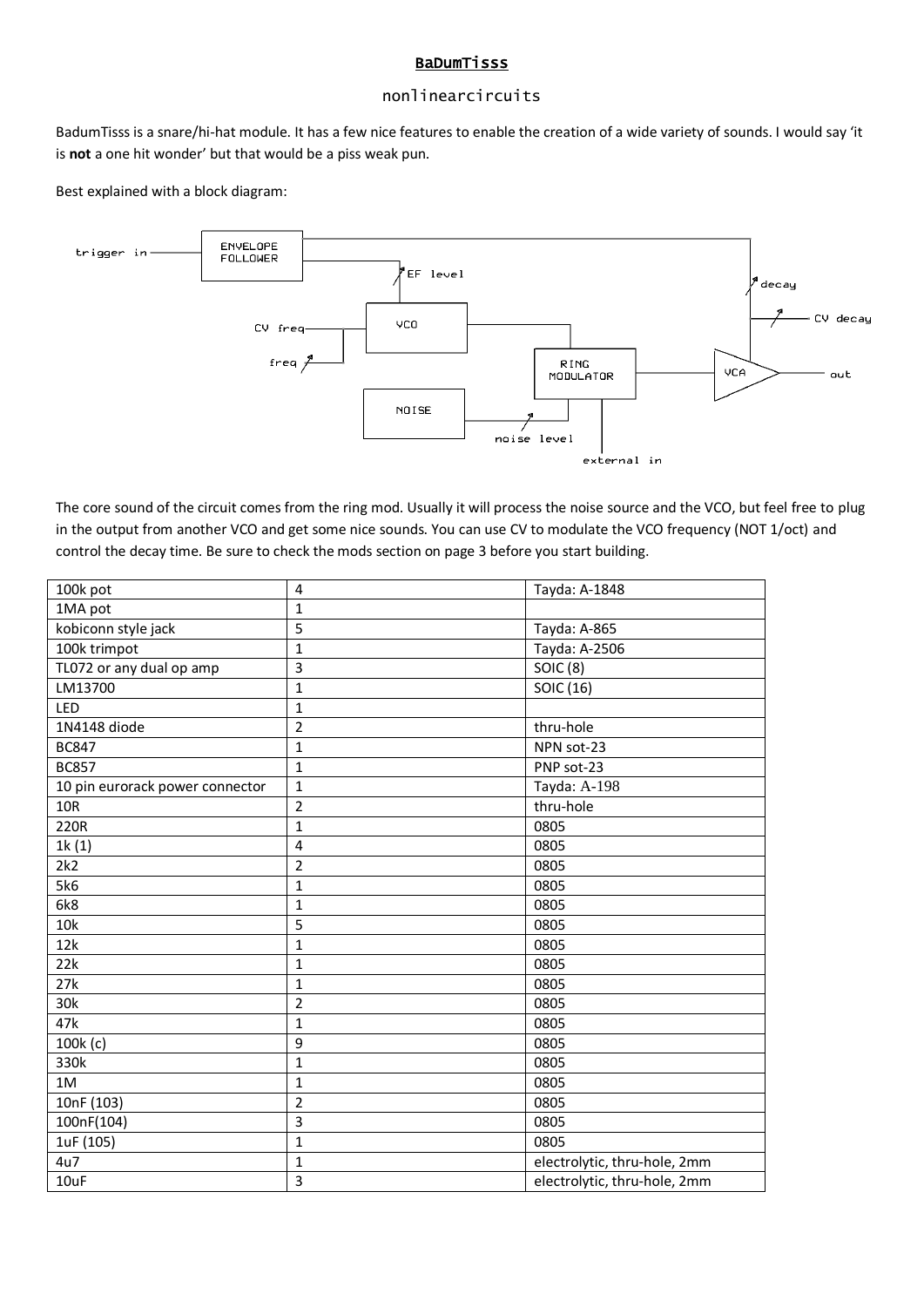# BaDumTisss

nonlinearcircuits

BadumTisss is a snare/hi-hat module. It has a few nice features to enable the creation of a wide variety of sounds. I would say 'it is **not** a one hit wonder' but that would be a piss weak pun.

Best explained with a block diagram:

The core sound of the circuit comes from the ring mod. Usually it will process the noise source and the VCO, but feel free to plug in the output from another VCO and get some nice sounds. You can use CV to modulate the VCO frequency (NOT 1/oct) and control the decay time. Be sure to check the mods section on page 3 before you start building.

| | | |
|---|---|---|
| 100k pot | 4 | Tayda: A-1848 |
| 1MA pot | 1 | |
| kobiconn style jack | 5 | Tayda: A-865 |
| 100k trimpot | 1 | Tayda: A-2506 |
| TL072 or any dual op amp | 3 | SOIC (8) |
| LM13700 | 1 | SOIC (16) |
| LED | 1 | |
| 1N4148 diode | 2 | thru-hole |
| BC847 | 1 | NPN sot-23 |
| BC857 | 1 | PNP sot-23 |
| 10 pin eurorack power connector | 1 | Tayda: A-198 |
| 10R | 2 | thru-hole |
| 220R | 1 | 0805 |
| 1k (1) | 4 | 0805 |
| 2k2 | 2 | 0805 |
| 5k6 | 1 | 0805 |
| 6k8 | 1 | 0805 |
| 10k | 5 | 0805 |
| 12k | 1 | 0805 |
| 22k | 1 | 0805 |
| 27k | 1 | 0805 |
| 30k | 2 | 0805 |
| 47k | 1 | 0805 |
| 100k (c) | 9 | 0805 |
| 330k | 1 | 0805 |
| 1M | 1 | 0805 |
| 10nF (103) | 2 | 0805 |
| 100nF(104) | 3 | 0805 |
| 1uF (105) | 1 | 0805 |
| 4u7 | 1 | electrolytic, thru-hole, 2mm |
| 10uF | 3 | electrolytic, thru-hole, 2mm |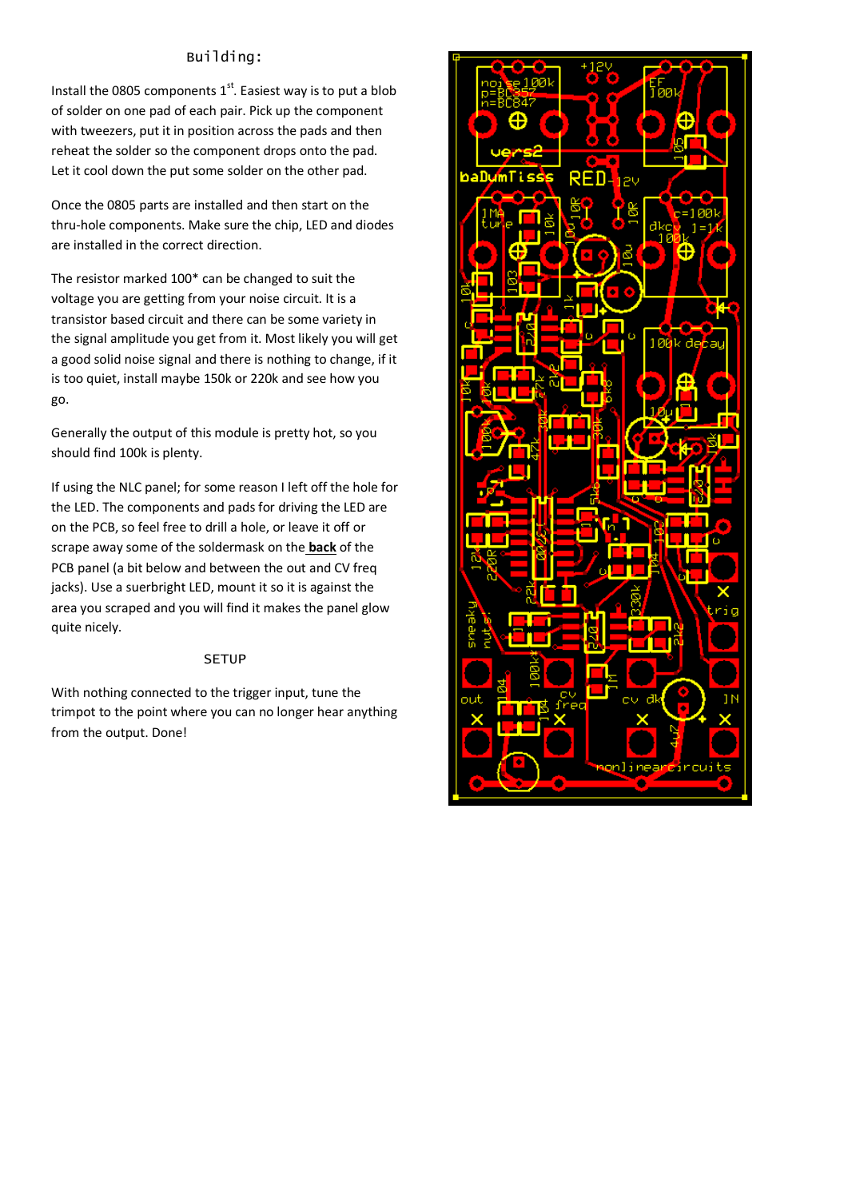## Building:

Install the 0805 components 1st. Easiest way is to put a blob of solder on one pad of each pair. Pick up the component with tweezers, put it in position across the pads and then reheat the solder so the component drops onto the pad. Let it cool down the put some solder on the other pad.

Once the 0805 parts are installed and then start on the thru-hole components. Make sure the chip, LED and diodes are installed in the correct direction.

The resistor marked 100* can be changed to suit the voltage you are getting from your noise circuit. It is a transistor based circuit and there can be some variety in the signal amplitude you get from it. Most likely you will get a good solid noise signal and there is nothing to change, if it is too quiet, install maybe 150k or 220k and see how you go.

Generally the output of this module is pretty hot, so you should find 100k is plenty.

If using the NLC panel; for some reason I left off the hole for the LED. The components and pads for driving the LED are on the PCB, so feel free to drill a hole, or leave it off or scrape away some of the soldermask on the **back** of the PCB panel (a bit below and between the out and CV freq jacks). Use a suerbright LED, mount it so it is against the area you scraped and you will find it makes the panel glow quite nicely.

## SETUP

With nothing connected to the trigger input, tune the trimpot to the point where you can no longer hear anything from the output. Done!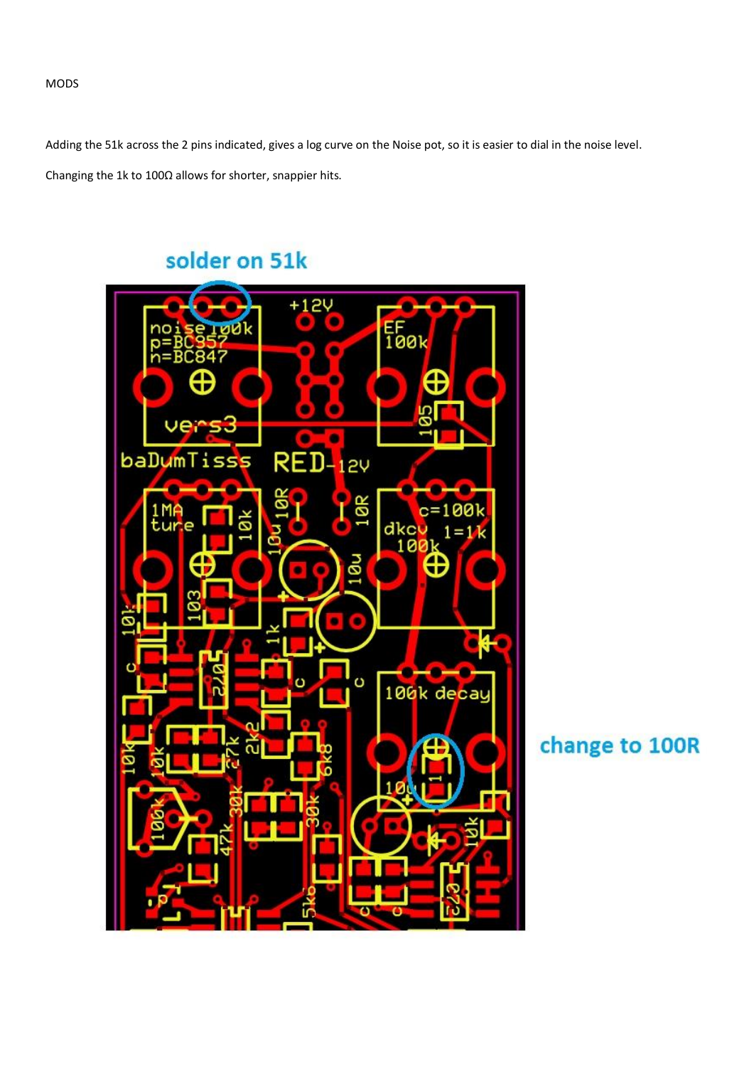MODS

Adding the 51k across the 2 pins indicated, gives a log curve on the Noise pot, so it is easier to dial in the noise level.

Changing the 1k to 100Ω allows for shorter, snappier hits.

solder on 51k

change to 100R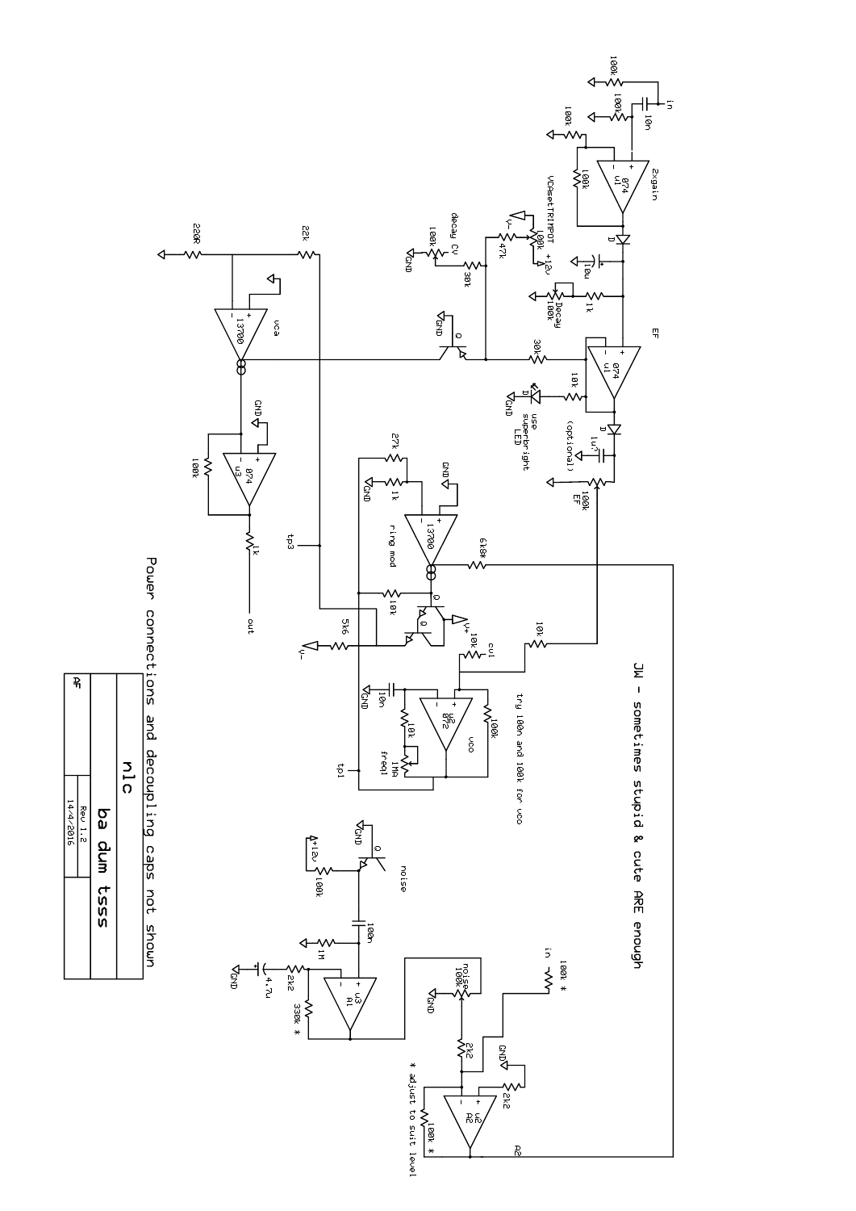JW - sometimes stupid & cute ARE enough

try 100n and 100k for vco

use superbright LED

(optional)

* adjust to suit level

Power connections and decoupling caps not shown

| | |
|---|---|
| n1c | |
| ba dum tsss | |
| AF | Rev 1.2 |
| | 14/4/2016 |